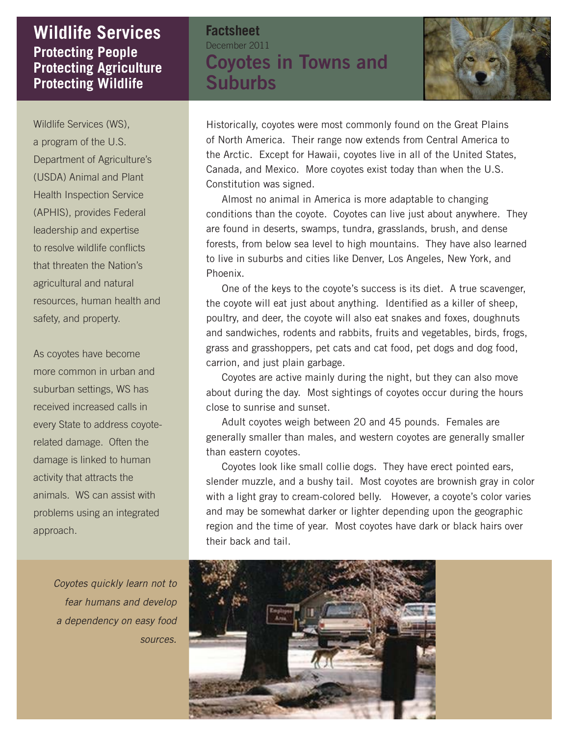# Wildlife Services

**Protecting People**
**Protecting Agriculture**
**Protecting Wildlife**

**Factsheet**
December 2011

## Coyotes in Towns and Suburbs

Wildlife Services (WS), a program of the U.S. Department of Agriculture's (USDA) Animal and Plant Health Inspection Service (APHIS), provides Federal leadership and expertise to resolve wildlife conflicts that threaten the Nation's agricultural and natural resources, human health and safety, and property.

As coyotes have become more common in urban and suburban settings, WS has received increased calls in every State to address coyote-related damage. Often the damage is linked to human activity that attracts the animals. WS can assist with problems using an integrated approach.

Historically, coyotes were most commonly found on the Great Plains of North America. Their range now extends from Central America to the Arctic. Except for Hawaii, coyotes live in all of the United States, Canada, and Mexico. More coyotes exist today than when the U.S. Constitution was signed.

Almost no animal in America is more adaptable to changing conditions than the coyote. Coyotes can live just about anywhere. They are found in deserts, swamps, tundra, grasslands, brush, and dense forests, from below sea level to high mountains. They have also learned to live in suburbs and cities like Denver, Los Angeles, New York, and Phoenix.

One of the keys to the coyote's success is its diet. A true scavenger, the coyote will eat just about anything. Identified as a killer of sheep, poultry, and deer, the coyote will also eat snakes and foxes, doughnuts and sandwiches, rodents and rabbits, fruits and vegetables, birds, frogs, grass and grasshoppers, pet cats and cat food, pet dogs and dog food, carrion, and just plain garbage.

Coyotes are active mainly during the night, but they can also move about during the day. Most sightings of coyotes occur during the hours close to sunrise and sunset.

Adult coyotes weigh between 20 and 45 pounds. Females are generally smaller than males, and western coyotes are generally smaller than eastern coyotes.

Coyotes look like small collie dogs. They have erect pointed ears, slender muzzle, and a bushy tail. Most coyotes are brownish gray in color with a light gray to cream-colored belly. However, a coyote's color varies and may be somewhat darker or lighter depending upon the geographic region and the time of year. Most coyotes have dark or black hairs over their back and tail.

*Coyotes quickly learn not to fear humans and develop a dependency on easy food sources.*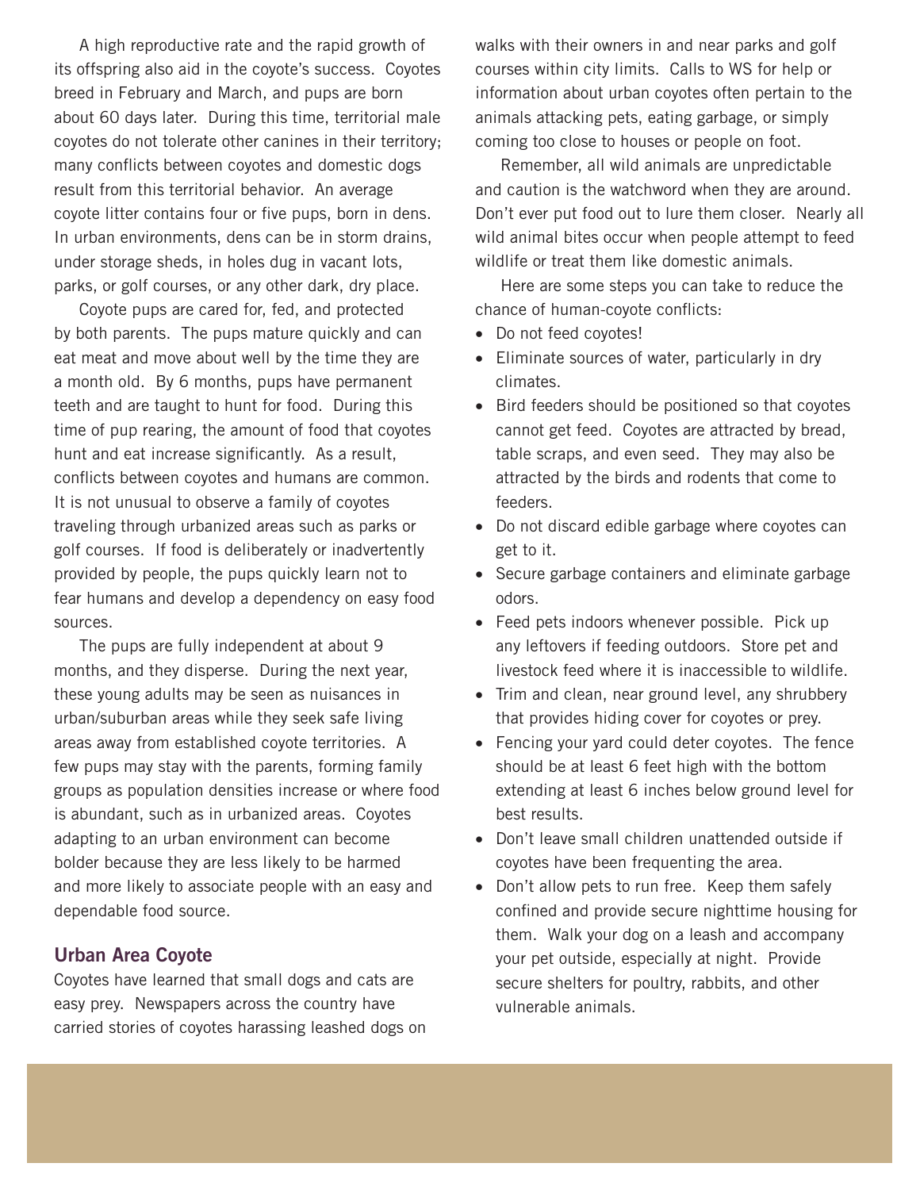A high reproductive rate and the rapid growth of its offspring also aid in the coyote's success. Coyotes breed in February and March, and pups are born about 60 days later. During this time, territorial male coyotes do not tolerate other canines in their territory; many conflicts between coyotes and domestic dogs result from this territorial behavior. An average coyote litter contains four or five pups, born in dens. In urban environments, dens can be in storm drains, under storage sheds, in holes dug in vacant lots, parks, or golf courses, or any other dark, dry place.

Coyote pups are cared for, fed, and protected by both parents. The pups mature quickly and can eat meat and move about well by the time they are a month old. By 6 months, pups have permanent teeth and are taught to hunt for food. During this time of pup rearing, the amount of food that coyotes hunt and eat increase significantly. As a result, conflicts between coyotes and humans are common. It is not unusual to observe a family of coyotes traveling through urbanized areas such as parks or golf courses. If food is deliberately or inadvertently provided by people, the pups quickly learn not to fear humans and develop a dependency on easy food sources.

The pups are fully independent at about 9 months, and they disperse. During the next year, these young adults may be seen as nuisances in urban/suburban areas while they seek safe living areas away from established coyote territories. A few pups may stay with the parents, forming family groups as population densities increase or where food is abundant, such as in urbanized areas. Coyotes adapting to an urban environment can become bolder because they are less likely to be harmed and more likely to associate people with an easy and dependable food source.

## Urban Area Coyote

Coyotes have learned that small dogs and cats are easy prey. Newspapers across the country have carried stories of coyotes harassing leashed dogs on walks with their owners in and near parks and golf courses within city limits. Calls to WS for help or information about urban coyotes often pertain to the animals attacking pets, eating garbage, or simply coming too close to houses or people on foot.

Remember, all wild animals are unpredictable and caution is the watchword when they are around. Don't ever put food out to lure them closer. Nearly all wild animal bites occur when people attempt to feed wildlife or treat them like domestic animals.

Here are some steps you can take to reduce the chance of human-coyote conflicts:

- Do not feed coyotes!
- Eliminate sources of water, particularly in dry climates.
- Bird feeders should be positioned so that coyotes cannot get feed. Coyotes are attracted by bread, table scraps, and even seed. They may also be attracted by the birds and rodents that come to feeders.
- Do not discard edible garbage where coyotes can get to it.
- Secure garbage containers and eliminate garbage odors.
- Feed pets indoors whenever possible. Pick up any leftovers if feeding outdoors. Store pet and livestock feed where it is inaccessible to wildlife.
- Trim and clean, near ground level, any shrubbery that provides hiding cover for coyotes or prey.
- Fencing your yard could deter coyotes. The fence should be at least 6 feet high with the bottom extending at least 6 inches below ground level for best results.
- Don't leave small children unattended outside if coyotes have been frequenting the area.
- Don't allow pets to run free. Keep them safely confined and provide secure nighttime housing for them. Walk your dog on a leash and accompany your pet outside, especially at night. Provide secure shelters for poultry, rabbits, and other vulnerable animals.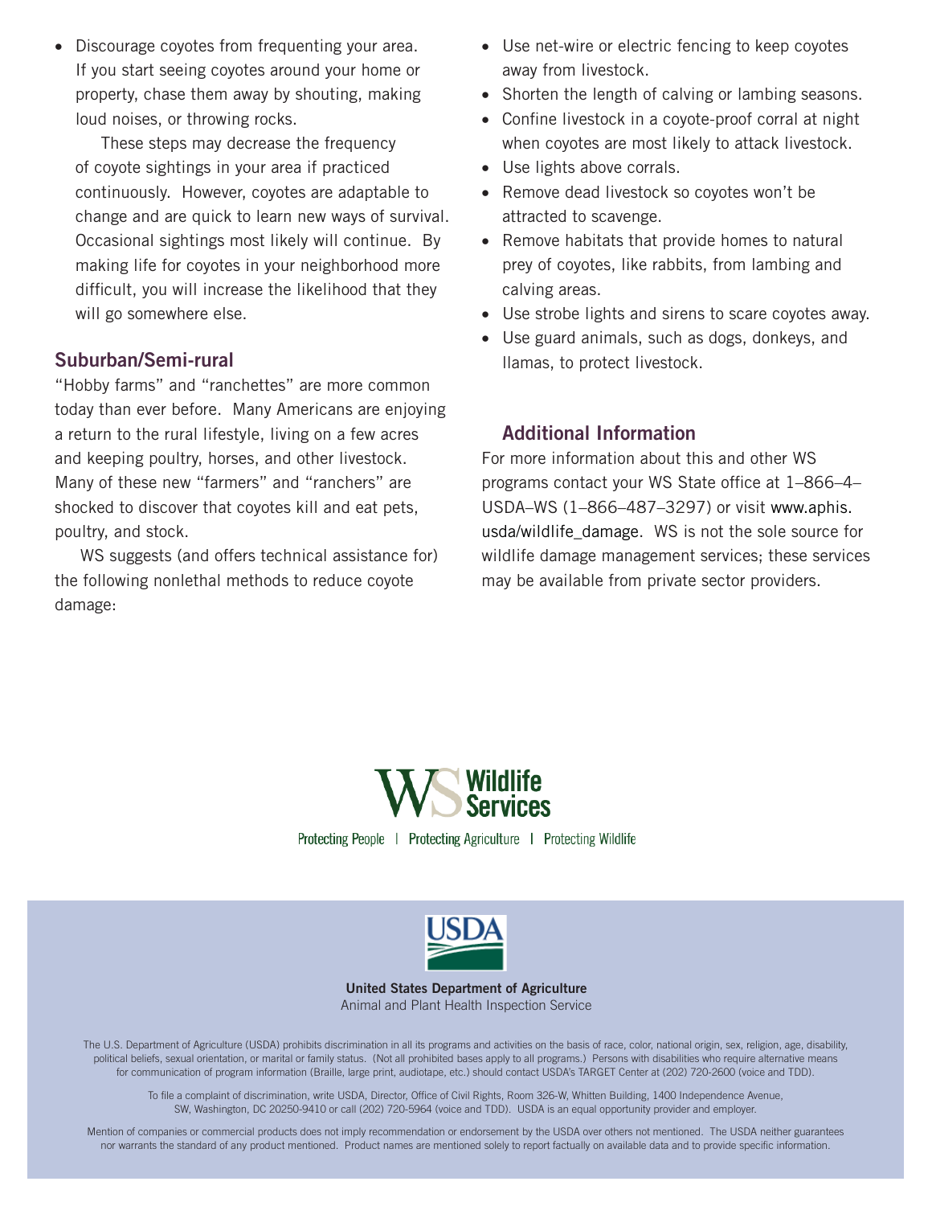- Discourage coyotes from frequenting your area. If you start seeing coyotes around your home or property, chase them away by shouting, making loud noises, or throwing rocks.

  These steps may decrease the frequency of coyote sightings in your area if practiced continuously. However, coyotes are adaptable to change and are quick to learn new ways of survival. Occasional sightings most likely will continue. By making life for coyotes in your neighborhood more difficult, you will increase the likelihood that they will go somewhere else.

## Suburban/Semi-rural

"Hobby farms" and "ranchettes" are more common today than ever before. Many Americans are enjoying a return to the rural lifestyle, living on a few acres and keeping poultry, horses, and other livestock. Many of these new "farmers" and "ranchers" are shocked to discover that coyotes kill and eat pets, poultry, and stock.

WS suggests (and offers technical assistance for) the following nonlethal methods to reduce coyote damage:

- Use net-wire or electric fencing to keep coyotes away from livestock.
- Shorten the length of calving or lambing seasons.
- Confine livestock in a coyote-proof corral at night when coyotes are most likely to attack livestock.
- Use lights above corrals.
- Remove dead livestock so coyotes won't be attracted to scavenge.
- Remove habitats that provide homes to natural prey of coyotes, like rabbits, from lambing and calving areas.
- Use strobe lights and sirens to scare coyotes away.
- Use guard animals, such as dogs, donkeys, and llamas, to protect livestock.

## Additional Information

For more information about this and other WS programs contact your WS State office at 1–866–4–USDA–WS (1–866–487–3297) or visit www.aphis.usda/wildlife_damage. WS is not the sole source for wildlife damage management services; these services may be available from private sector providers.

WS Wildlife Services

Protecting People | Protecting Agriculture | Protecting Wildlife

USDA

**United States Department of Agriculture**
Animal and Plant Health Inspection Service

The U.S. Department of Agriculture (USDA) prohibits discrimination in all its programs and activities on the basis of race, color, national origin, sex, religion, age, disability, political beliefs, sexual orientation, or marital or family status. (Not all prohibited bases apply to all programs.) Persons with disabilities who require alternative means for communication of program information (Braille, large print, audiotape, etc.) should contact USDA's TARGET Center at (202) 720-2600 (voice and TDD).

To file a complaint of discrimination, write USDA, Director, Office of Civil Rights, Room 326-W, Whitten Building, 1400 Independence Avenue, SW, Washington, DC 20250-9410 or call (202) 720-5964 (voice and TDD). USDA is an equal opportunity provider and employer.

Mention of companies or commercial products does not imply recommendation or endorsement by the USDA over others not mentioned. The USDA neither guarantees nor warrants the standard of any product mentioned. Product names are mentioned solely to report factually on available data and to provide specific information.